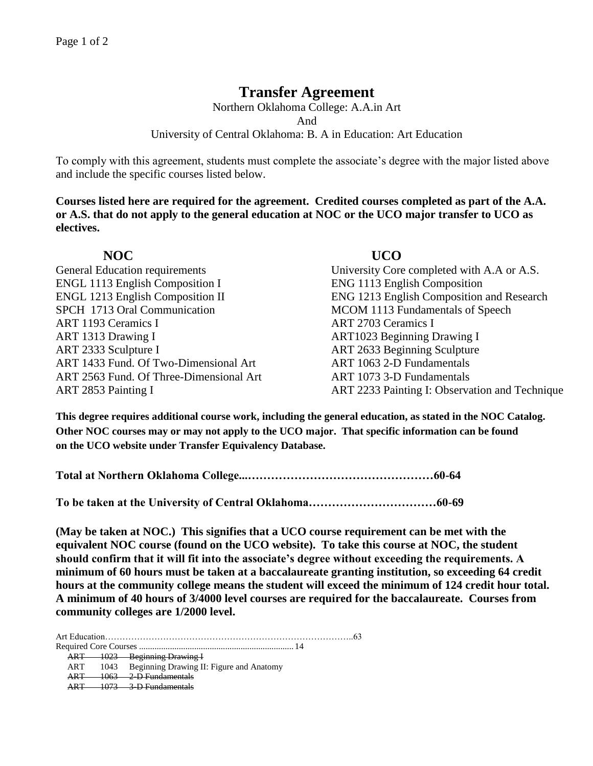# Transfer Agreement

Northern Oklahoma College: A.A.in Art
And
University of Central Oklahoma: B. A in Education: Art Education

To comply with this agreement, students must complete the associate's degree with the major listed above and include the specific courses listed below.

**Courses listed here are required for the agreement. Credited courses completed as part of the A.A. or A.S. that do not apply to the general education at NOC or the UCO major transfer to UCO as electives.**

| NOC | UCO |
| --- | --- |
| General Education requirements | University Core completed with A.A or A.S. |
| ENGL 1113 English Composition I | ENG 1113 English Composition |
| ENGL 1213 English Composition II | ENG 1213 English Composition and Research |
| SPCH 1713 Oral Communication | MCOM 1113 Fundamentals of Speech |
| ART 1193 Ceramics I | ART 2703 Ceramics I |
| ART 1313 Drawing I | ART1023 Beginning Drawing I |
| ART 2333 Sculpture I | ART 2633 Beginning Sculpture |
| ART 1433 Fund. Of Two-Dimensional Art | ART 1063 2-D Fundamentals |
| ART 2563 Fund. Of Three-Dimensional Art | ART 1073 3-D Fundamentals |
| ART 2853 Painting I | ART 2233 Painting I: Observation and Technique |

**This degree requires additional course work, including the general education, as stated in the NOC Catalog. Other NOC courses may or may not apply to the UCO major. That specific information can be found on the UCO website under Transfer Equivalency Database.**

**Total at Northern Oklahoma College...…………………………………………60-64**

**To be taken at the University of Central Oklahoma……………………………60-69**

**(May be taken at NOC.) This signifies that a UCO course requirement can be met with the equivalent NOC course (found on the UCO website). To take this course at NOC, the student should confirm that it will fit into the associate's degree without exceeding the requirements. A minimum of 60 hours must be taken at a baccalaureate granting institution, so exceeding 64 credit hours at the community college means the student will exceed the minimum of 124 credit hour total. A minimum of 40 hours of 3/4000 level courses are required for the baccalaureate. Courses from community colleges are 1/2000 level.**

Art Education……………………………………………………………………………..63

Required Core Courses ...................................................................... 14

~~ART 1023 Beginning Drawing I~~

ART 1043 Beginning Drawing II: Figure and Anatomy

~~ART 1063 2-D Fundamentals~~

~~ART 1073 3-D Fundamentals~~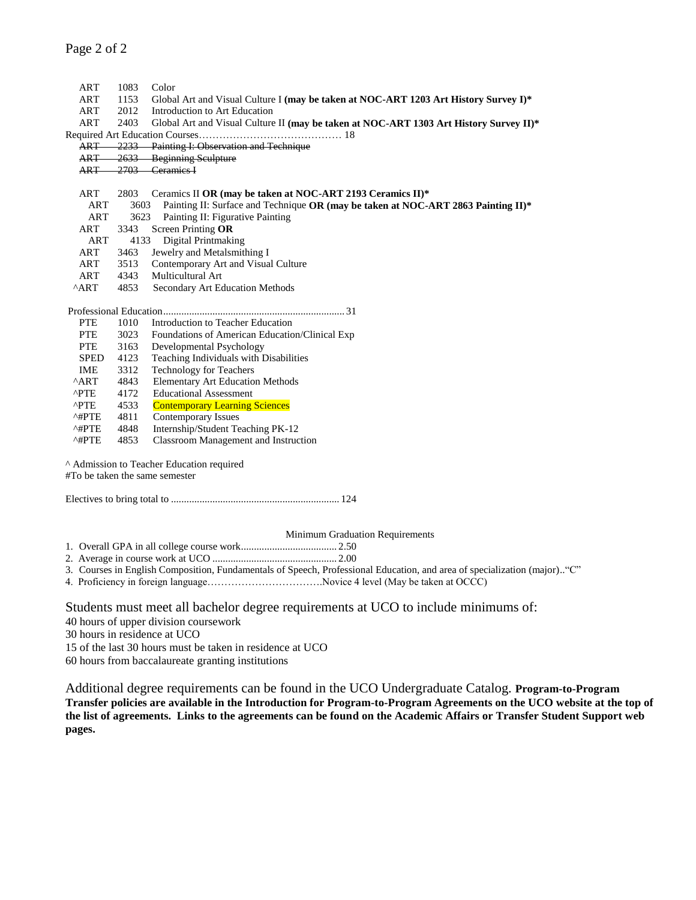ART 1083 Color
ART 1153 Global Art and Visual Culture I **(may be taken at NOC-ART 1203 Art History Survey I)***
ART 2012 Introduction to Art Education
ART 2403 Global Art and Visual Culture II **(may be taken at NOC-ART 1303 Art History Survey II)***

Required Art Education Courses………………………………… 18

~~ART 2233 Painting I: Observation and Technique~~
~~ART 2633 Beginning Sculpture~~
~~ART 2703 Ceramics I~~

ART 2803 Ceramics II **OR (may be taken at NOC-ART 2193 Ceramics II)***
ART 3603 Painting II: Surface and Technique **OR (may be taken at NOC-ART 2863 Painting II)***
ART 3623 Painting II: Figurative Painting
ART 3343 Screen Printing **OR**
ART 4133 Digital Printmaking
ART 3463 Jewelry and Metalsmithing I
ART 3513 Contemporary Art and Visual Culture
ART 4343 Multicultural Art
^ART 4853 Secondary Art Education Methods

Professional Education.................................................................. 31

PTE 1010 Introduction to Teacher Education
PTE 3023 Foundations of American Education/Clinical Exp
PTE 3163 Developmental Psychology
SPED 4123 Teaching Individuals with Disabilities
IME 3312 Technology for Teachers
^ART 4843 Elementary Art Education Methods
^PTE 4172 Educational Assessment
^PTE 4533 Contemporary Learning Sciences
^#PTE 4811 Contemporary Issues
^#PTE 4848 Internship/Student Teaching PK-12
^#PTE 4853 Classroom Management and Instruction

^ Admission to Teacher Education required
#To be taken the same semester

Electives to bring total to ................................................................ 124

Minimum Graduation Requirements

1. Overall GPA in all college course work..................................... 2.50
2. Average in course work at UCO ................................................ 2.00
3. Courses in English Composition, Fundamentals of Speech, Professional Education, and area of specialization (major).."C"
4. Proficiency in foreign language…………………………….Novice 4 level (May be taken at OCCC)

Students must meet all bachelor degree requirements at UCO to include minimums of:
40 hours of upper division coursework
30 hours in residence at UCO
15 of the last 30 hours must be taken in residence at UCO
60 hours from baccalaureate granting institutions

Additional degree requirements can be found in the UCO Undergraduate Catalog. **Program-to-Program Transfer policies are available in the Introduction for Program-to-Program Agreements on the UCO website at the top of the list of agreements. Links to the agreements can be found on the Academic Affairs or Transfer Student Support web pages.**